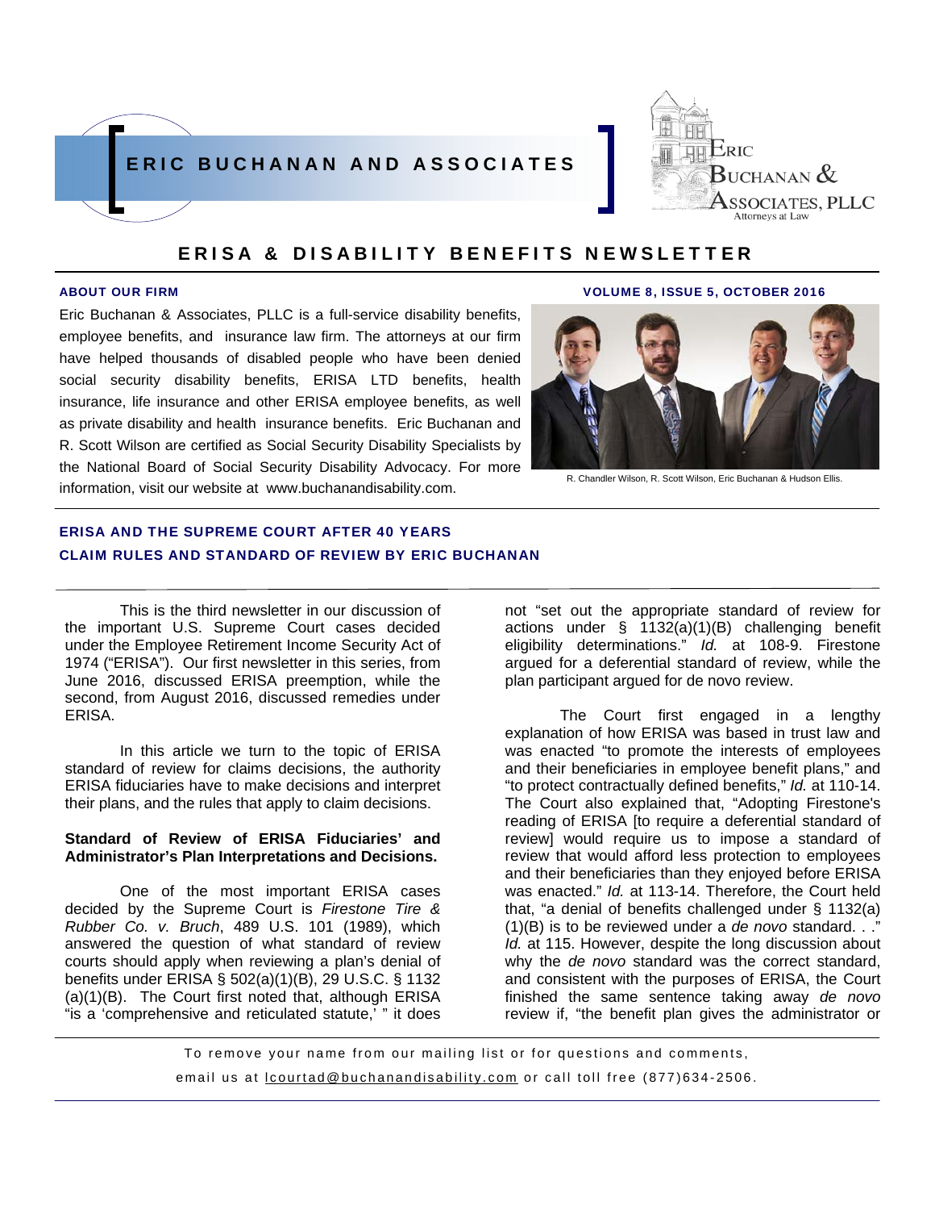# ERIC BUCHANAN AND ASSOCIATES

Eric Buchanan & Associates, PLLC
Attorneys at Law

## ERISA & DISABILITY BENEFITS NEWSLETTER

**ABOUT OUR FIRM**

**VOLUME 8, ISSUE 5, OCTOBER 2016**

Eric Buchanan & Associates, PLLC is a full-service disability benefits, employee benefits, and insurance law firm. The attorneys at our firm have helped thousands of disabled people who have been denied social security disability benefits, ERISA LTD benefits, health insurance, life insurance and other ERISA employee benefits, as well as private disability and health insurance benefits. Eric Buchanan and R. Scott Wilson are certified as Social Security Disability Specialists by the National Board of Social Security Disability Advocacy. For more information, visit our website at www.buchanandisability.com.

R. Chandler Wilson, R. Scott Wilson, Eric Buchanan & Hudson Ellis.

## ERISA AND THE SUPREME COURT AFTER 40 YEARS
## CLAIM RULES AND STANDARD OF REVIEW BY ERIC BUCHANAN

This is the third newsletter in our discussion of the important U.S. Supreme Court cases decided under the Employee Retirement Income Security Act of 1974 ("ERISA"). Our first newsletter in this series, from June 2016, discussed ERISA preemption, while the second, from August 2016, discussed remedies under ERISA.

In this article we turn to the topic of ERISA standard of review for claims decisions, the authority ERISA fiduciaries have to make decisions and interpret their plans, and the rules that apply to claim decisions.

**Standard of Review of ERISA Fiduciaries' and Administrator's Plan Interpretations and Decisions.**

One of the most important ERISA cases decided by the Supreme Court is *Firestone Tire & Rubber Co. v. Bruch*, 489 U.S. 101 (1989), which answered the question of what standard of review courts should apply when reviewing a plan's denial of benefits under ERISA § 502(a)(1)(B), 29 U.S.C. § 1132 (a)(1)(B). The Court first noted that, although ERISA "is a 'comprehensive and reticulated statute,' " it does not "set out the appropriate standard of review for actions under § 1132(a)(1)(B) challenging benefit eligibility determinations." *Id.* at 108-9. Firestone argued for a deferential standard of review, while the plan participant argued for de novo review.

The Court first engaged in a lengthy explanation of how ERISA was based in trust law and was enacted "to promote the interests of employees and their beneficiaries in employee benefit plans," and "to protect contractually defined benefits," *Id.* at 110-14. The Court also explained that, "Adopting Firestone's reading of ERISA [to require a deferential standard of review] would require us to impose a standard of review that would afford less protection to employees and their beneficiaries than they enjoyed before ERISA was enacted." *Id.* at 113-14. Therefore, the Court held that, "a denial of benefits challenged under § 1132(a)(1)(B) is to be reviewed under a *de novo* standard. . ." *Id.* at 115. However, despite the long discussion about why the *de novo* standard was the correct standard, and consistent with the purposes of ERISA, the Court finished the same sentence taking away *de novo* review if, "the benefit plan gives the administrator or

To remove your name from our mailing list or for questions and comments, email us at lcourtad@buchanandisability.com or call toll free (877)634-2506.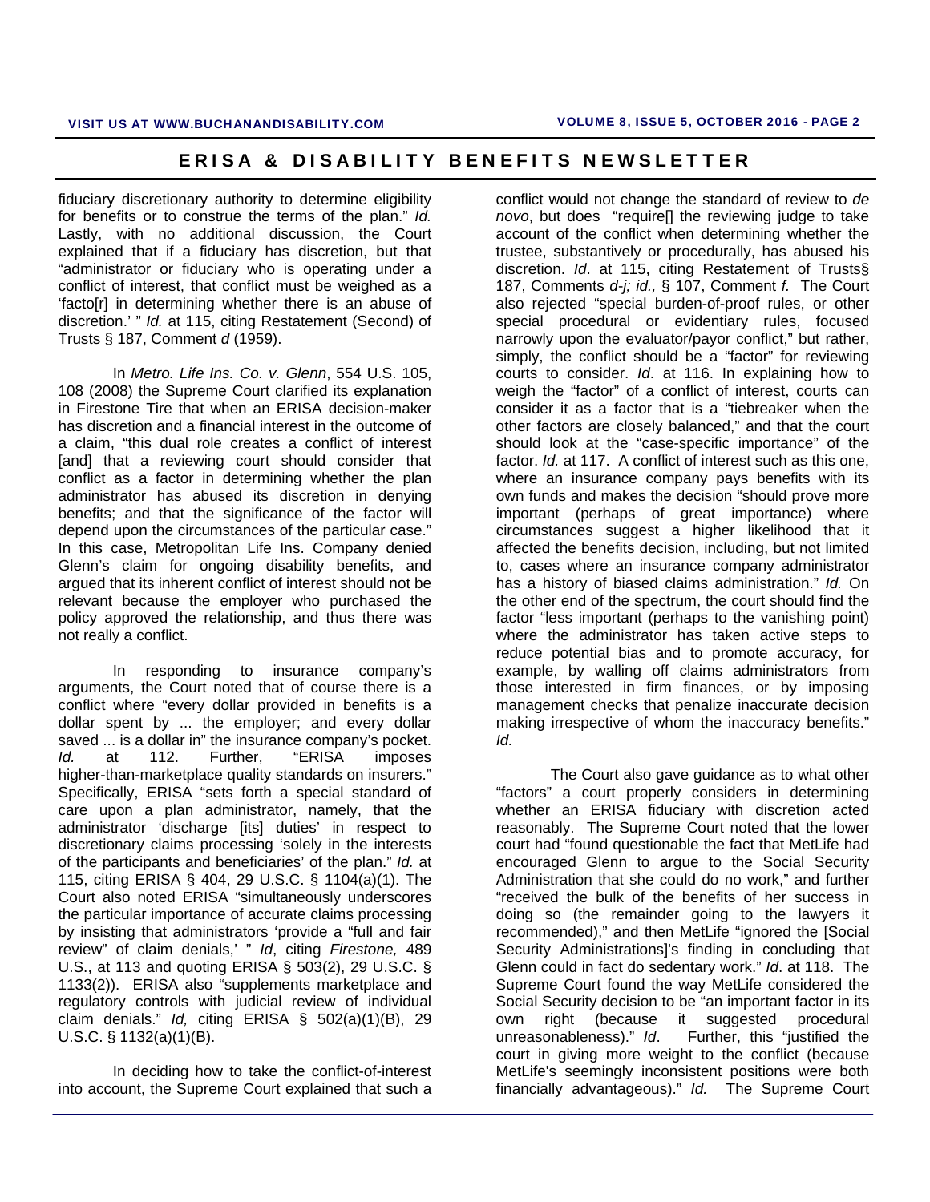fiduciary discretionary authority to determine eligibility for benefits or to construe the terms of the plan." *Id.* Lastly, with no additional discussion, the Court explained that if a fiduciary has discretion, but that "administrator or fiduciary who is operating under a conflict of interest, that conflict must be weighed as a 'facto[r] in determining whether there is an abuse of discretion.' " *Id.* at 115, citing Restatement (Second) of Trusts § 187, Comment *d* (1959).

In *Metro. Life Ins. Co. v. Glenn*, 554 U.S. 105, 108 (2008) the Supreme Court clarified its explanation in Firestone Tire that when an ERISA decision-maker has discretion and a financial interest in the outcome of a claim, "this dual role creates a conflict of interest [and] that a reviewing court should consider that conflict as a factor in determining whether the plan administrator has abused its discretion in denying benefits; and that the significance of the factor will depend upon the circumstances of the particular case." In this case, Metropolitan Life Ins. Company denied Glenn's claim for ongoing disability benefits, and argued that its inherent conflict of interest should not be relevant because the employer who purchased the policy approved the relationship, and thus there was not really a conflict.

In responding to insurance company's arguments, the Court noted that of course there is a conflict where "every dollar provided in benefits is a dollar spent by ... the employer; and every dollar saved ... is a dollar in" the insurance company's pocket. *Id.* at 112. Further, "ERISA imposes higher-than-marketplace quality standards on insurers." Specifically, ERISA "sets forth a special standard of care upon a plan administrator, namely, that the administrator 'discharge [its] duties' in respect to discretionary claims processing 'solely in the interests of the participants and beneficiaries' of the plan." *Id.* at 115, citing ERISA § 404, 29 U.S.C. § 1104(a)(1). The Court also noted ERISA "simultaneously underscores the particular importance of accurate claims processing by insisting that administrators 'provide a "full and fair review" of claim denials,' " *Id*, citing *Firestone,* 489 U.S., at 113 and quoting ERISA § 503(2), 29 U.S.C. § 1133(2)). ERISA also "supplements marketplace and regulatory controls with judicial review of individual claim denials." *Id,* citing ERISA § 502(a)(1)(B), 29 U.S.C. § 1132(a)(1)(B).

In deciding how to take the conflict-of-interest into account, the Supreme Court explained that such a conflict would not change the standard of review to *de novo*, but does "require[] the reviewing judge to take account of the conflict when determining whether the trustee, substantively or procedurally, has abused his discretion. *Id*. at 115, citing Restatement of Trusts§ 187, Comments *d-j; id.,* § 107, Comment *f.* The Court also rejected "special burden-of-proof rules, or other special procedural or evidentiary rules, focused narrowly upon the evaluator/payor conflict," but rather, simply, the conflict should be a "factor" for reviewing courts to consider. *Id*. at 116. In explaining how to weigh the "factor" of a conflict of interest, courts can consider it as a factor that is a "tiebreaker when the other factors are closely balanced," and that the court should look at the "case-specific importance" of the factor. *Id.* at 117. A conflict of interest such as this one, where an insurance company pays benefits with its own funds and makes the decision "should prove more important (perhaps of great importance) where circumstances suggest a higher likelihood that it affected the benefits decision, including, but not limited to, cases where an insurance company administrator has a history of biased claims administration." *Id.* On the other end of the spectrum, the court should find the factor "less important (perhaps to the vanishing point) where the administrator has taken active steps to reduce potential bias and to promote accuracy, for example, by walling off claims administrators from those interested in firm finances, or by imposing management checks that penalize inaccurate decision making irrespective of whom the inaccuracy benefits." *Id.*

The Court also gave guidance as to what other "factors" a court properly considers in determining whether an ERISA fiduciary with discretion acted reasonably. The Supreme Court noted that the lower court had "found questionable the fact that MetLife had encouraged Glenn to argue to the Social Security Administration that she could do no work," and further "received the bulk of the benefits of her success in doing so (the remainder going to the lawyers it recommended)," and then MetLife "ignored the [Social Security Administrations]'s finding in concluding that Glenn could in fact do sedentary work." *Id*. at 118. The Supreme Court found the way MetLife considered the Social Security decision to be "an important factor in its own right (because it suggested procedural unreasonableness)." *Id*. Further, this "justified the court in giving more weight to the conflict (because MetLife's seemingly inconsistent positions were both financially advantageous)." *Id.* The Supreme Court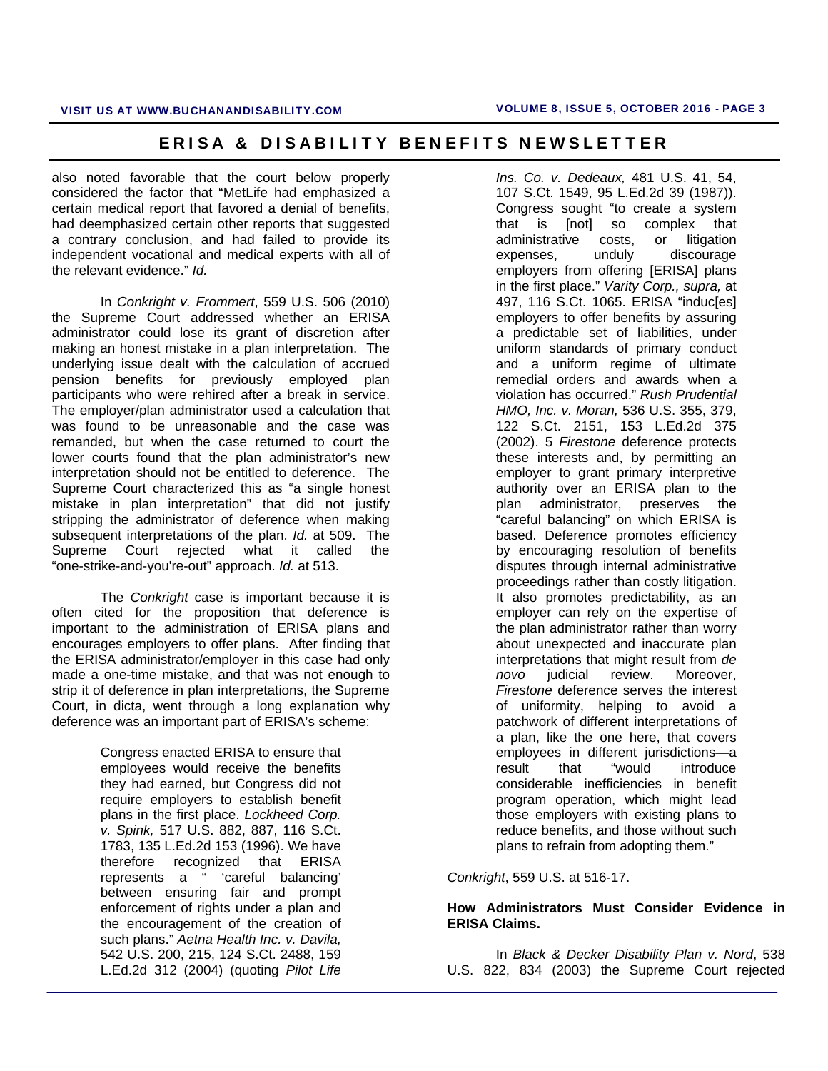also noted favorable that the court below properly considered the factor that "MetLife had emphasized a certain medical report that favored a denial of benefits, had deemphasized certain other reports that suggested a contrary conclusion, and had failed to provide its independent vocational and medical experts with all of the relevant evidence." *Id.*

In *Conkright v. Frommert*, 559 U.S. 506 (2010) the Supreme Court addressed whether an ERISA administrator could lose its grant of discretion after making an honest mistake in a plan interpretation. The underlying issue dealt with the calculation of accrued pension benefits for previously employed plan participants who were rehired after a break in service. The employer/plan administrator used a calculation that was found to be unreasonable and the case was remanded, but when the case returned to court the lower courts found that the plan administrator's new interpretation should not be entitled to deference. The Supreme Court characterized this as "a single honest mistake in plan interpretation" that did not justify stripping the administrator of deference when making subsequent interpretations of the plan. *Id.* at 509. The Supreme Court rejected what it called the "one-strike-and-you're-out" approach. *Id.* at 513.

The *Conkright* case is important because it is often cited for the proposition that deference is important to the administration of ERISA plans and encourages employers to offer plans. After finding that the ERISA administrator/employer in this case had only made a one-time mistake, and that was not enough to strip it of deference in plan interpretations, the Supreme Court, in dicta, went through a long explanation why deference was an important part of ERISA's scheme:

> Congress enacted ERISA to ensure that employees would receive the benefits they had earned, but Congress did not require employers to establish benefit plans in the first place. *Lockheed Corp. v. Spink,* 517 U.S. 882, 887, 116 S.Ct. 1783, 135 L.Ed.2d 153 (1996). We have therefore recognized that ERISA represents a " 'careful balancing' between ensuring fair and prompt enforcement of rights under a plan and the encouragement of the creation of such plans." *Aetna Health Inc. v. Davila,* 542 U.S. 200, 215, 124 S.Ct. 2488, 159 L.Ed.2d 312 (2004) (quoting *Pilot Life Ins. Co. v. Dedeaux,* 481 U.S. 41, 54, 107 S.Ct. 1549, 95 L.Ed.2d 39 (1987)). Congress sought "to create a system that is [not] so complex that administrative costs, or litigation expenses, unduly discourage employers from offering [ERISA] plans in the first place." *Varity Corp., supra,* at 497, 116 S.Ct. 1065. ERISA "induc[es] employers to offer benefits by assuring a predictable set of liabilities, under uniform standards of primary conduct and a uniform regime of ultimate remedial orders and awards when a violation has occurred." *Rush Prudential HMO, Inc. v. Moran,* 536 U.S. 355, 379, 122 S.Ct. 2151, 153 L.Ed.2d 375 (2002). 5 *Firestone* deference protects these interests and, by permitting an employer to grant primary interpretive authority over an ERISA plan to the plan administrator, preserves the "careful balancing" on which ERISA is based. Deference promotes efficiency by encouraging resolution of benefits disputes through internal administrative proceedings rather than costly litigation. It also promotes predictability, as an employer can rely on the expertise of the plan administrator rather than worry about unexpected and inaccurate plan interpretations that might result from *de novo* judicial review. Moreover, *Firestone* deference serves the interest of uniformity, helping to avoid a patchwork of different interpretations of a plan, like the one here, that covers employees in different jurisdictions—a result that "would introduce considerable inefficiencies in benefit program operation, which might lead those employers with existing plans to reduce benefits, and those without such plans to refrain from adopting them."

*Conkright*, 559 U.S. at 516-17.

**How Administrators Must Consider Evidence in ERISA Claims.**

In *Black & Decker Disability Plan v. Nord*, 538 U.S. 822, 834 (2003) the Supreme Court rejected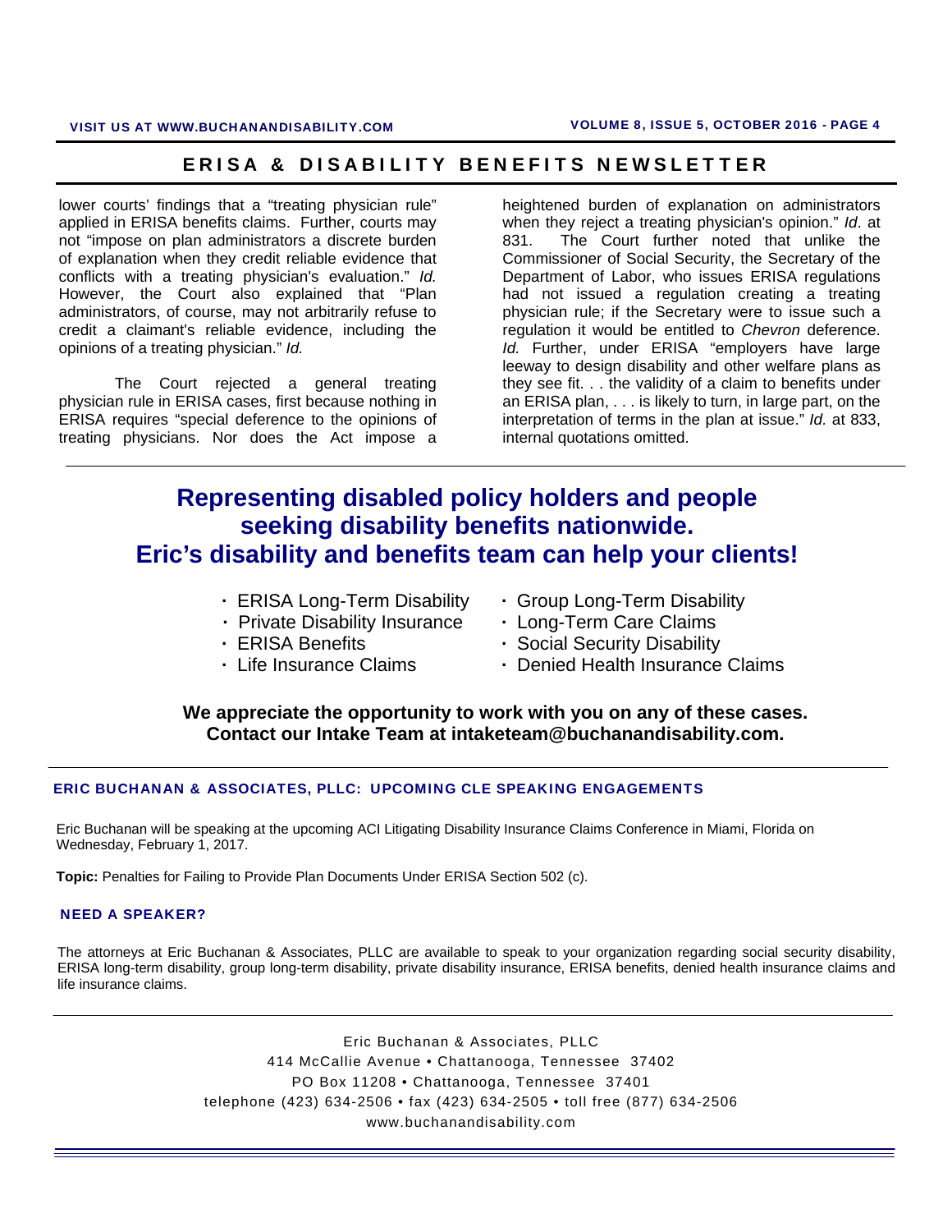lower courts' findings that a "treating physician rule" applied in ERISA benefits claims. Further, courts may not "impose on plan administrators a discrete burden of explanation when they credit reliable evidence that conflicts with a treating physician's evaluation." *Id.* However, the Court also explained that "Plan administrators, of course, may not arbitrarily refuse to credit a claimant's reliable evidence, including the opinions of a treating physician." *Id.*

The Court rejected a general treating physician rule in ERISA cases, first because nothing in ERISA requires "special deference to the opinions of treating physicians. Nor does the Act impose a heightened burden of explanation on administrators when they reject a treating physician's opinion." *Id*. at 831. The Court further noted that unlike the Commissioner of Social Security, the Secretary of the Department of Labor, who issues ERISA regulations had not issued a regulation creating a treating physician rule; if the Secretary were to issue such a regulation it would be entitled to *Chevron* deference. *Id.* Further, under ERISA "employers have large leeway to design disability and other welfare plans as they see fit. . . the validity of a claim to benefits under an ERISA plan, . . . is likely to turn, in large part, on the interpretation of terms in the plan at issue." *Id.* at 833, internal quotations omitted.

---

## Representing disabled policy holders and people seeking disability benefits nationwide. Eric's disability and benefits team can help your clients!

- ERISA Long-Term Disability
- Private Disability Insurance
- ERISA Benefits
- Life Insurance Claims
- Group Long-Term Disability
- Long-Term Care Claims
- Social Security Disability
- Denied Health Insurance Claims

**We appreciate the opportunity to work with you on any of these cases. Contact our Intake Team at intaketeam@buchanandisability.com.**

---

### ERIC BUCHANAN & ASSOCIATES, PLLC: UPCOMING CLE SPEAKING ENGAGEMENTS

Eric Buchanan will be speaking at the upcoming ACI Litigating Disability Insurance Claims Conference in Miami, Florida on Wednesday, February 1, 2017.

**Topic:** Penalties for Failing to Provide Plan Documents Under ERISA Section 502 (c).

### NEED A SPEAKER?

The attorneys at Eric Buchanan & Associates, PLLC are available to speak to your organization regarding social security disability, ERISA long-term disability, group long-term disability, private disability insurance, ERISA benefits, denied health insurance claims and life insurance claims.

---

Eric Buchanan & Associates, PLLC
414 McCallie Avenue • Chattanooga, Tennessee 37402
PO Box 11208 • Chattanooga, Tennessee 37401
telephone (423) 634-2506 • fax (423) 634-2505 • toll free (877) 634-2506
www.buchanandisability.com